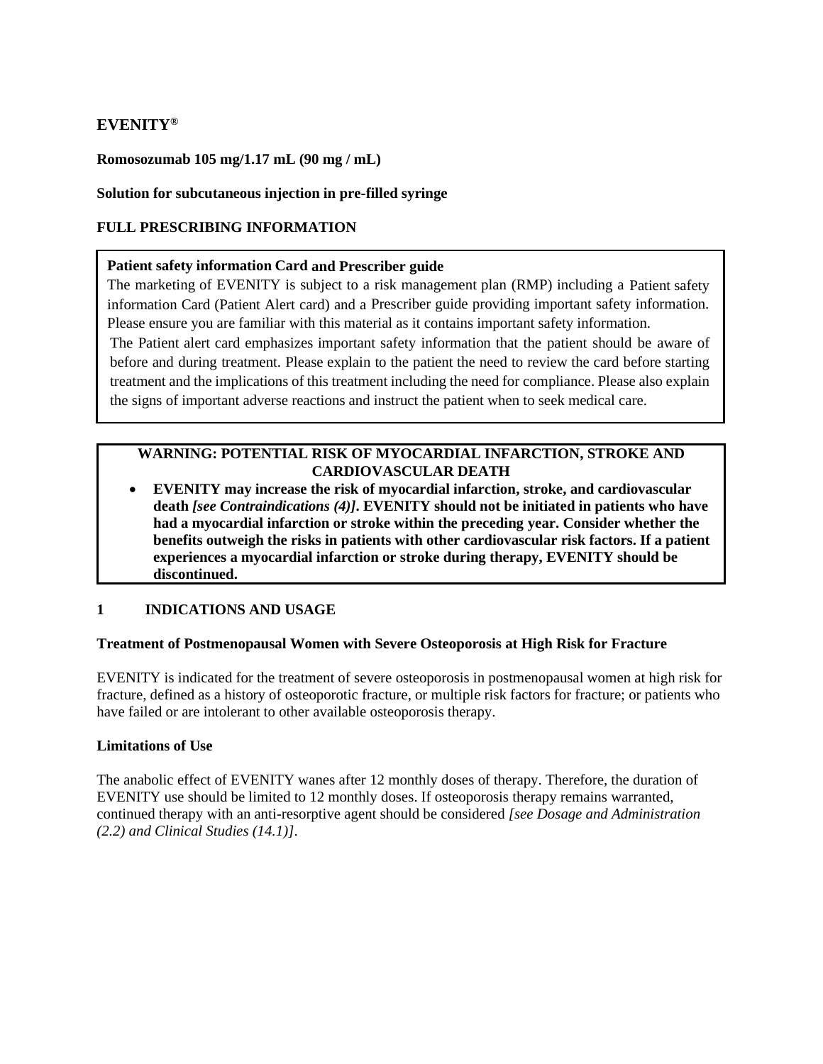# EVENITY®

**Romosozumab 105 mg/1.17 mL (90 mg / mL)**

**Solution for subcutaneous injection in pre-filled syringe**

**FULL PRESCRIBING INFORMATION**

> **Patient safety information Card and Prescriber guide**
>
> The marketing of EVENITY is subject to a risk management plan (RMP) including a Patient safety information Card (Patient Alert card) and a Prescriber guide providing important safety information. Please ensure you are familiar with this material as it contains important safety information.
>
> The Patient alert card emphasizes important safety information that the patient should be aware of before and during treatment. Please explain to the patient the need to review the card before starting treatment and the implications of this treatment including the need for compliance. Please also explain the signs of important adverse reactions and instruct the patient when to seek medical care.

> **WARNING: POTENTIAL RISK OF MYOCARDIAL INFARCTION, STROKE AND CARDIOVASCULAR DEATH**
>
> - **EVENITY may increase the risk of myocardial infarction, stroke, and cardiovascular death *[see Contraindications (4)]*. EVENITY should not be initiated in patients who have had a myocardial infarction or stroke within the preceding year. Consider whether the benefits outweigh the risks in patients with other cardiovascular risk factors. If a patient experiences a myocardial infarction or stroke during therapy, EVENITY should be discontinued.**

## 1 INDICATIONS AND USAGE

**Treatment of Postmenopausal Women with Severe Osteoporosis at High Risk for Fracture**

EVENITY is indicated for the treatment of severe osteoporosis in postmenopausal women at high risk for fracture, defined as a history of osteoporotic fracture, or multiple risk factors for fracture; or patients who have failed or are intolerant to other available osteoporosis therapy.

**Limitations of Use**

The anabolic effect of EVENITY wanes after 12 monthly doses of therapy. Therefore, the duration of EVENITY use should be limited to 12 monthly doses. If osteoporosis therapy remains warranted, continued therapy with an anti-resorptive agent should be considered *[see Dosage and Administration (2.2) and Clinical Studies (14.1)]*.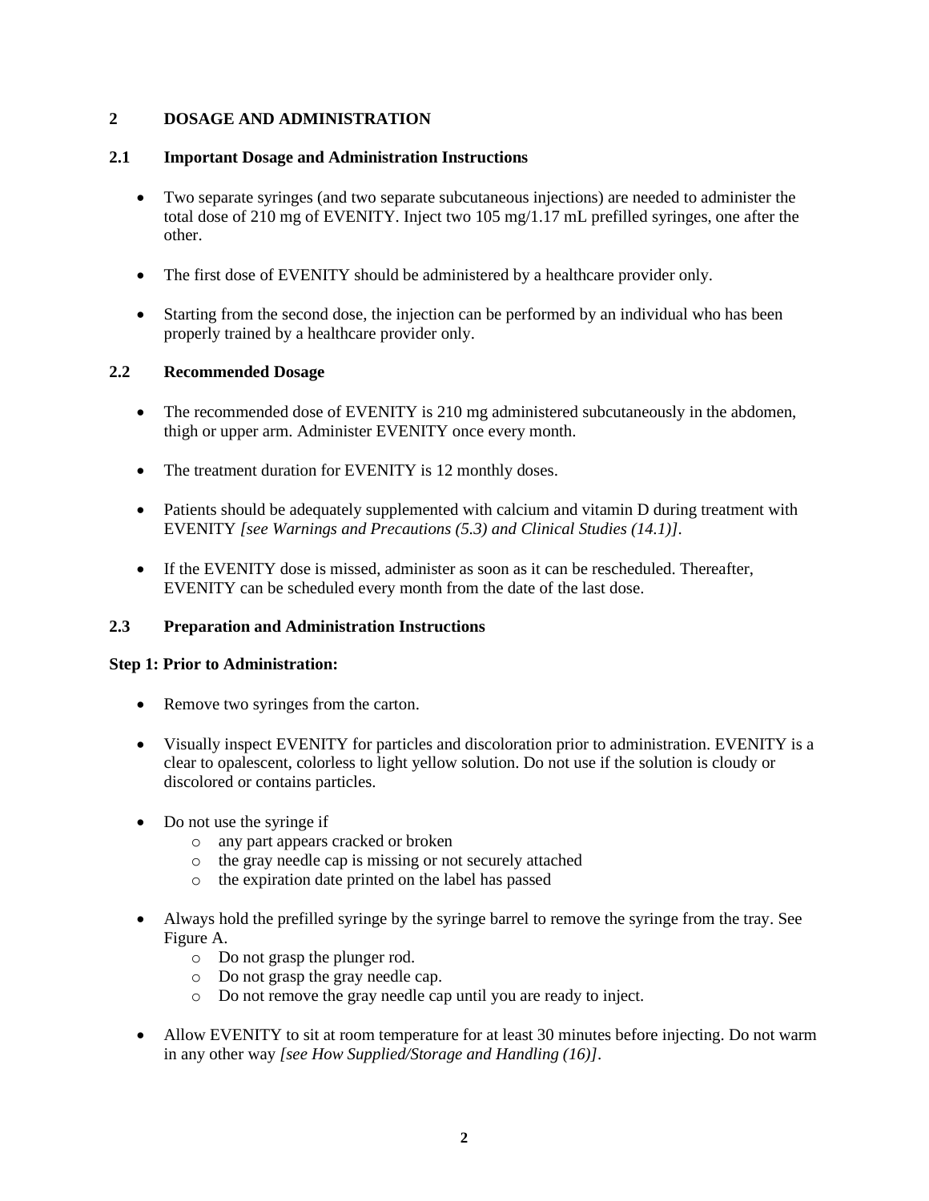## 2 DOSAGE AND ADMINISTRATION

### 2.1 Important Dosage and Administration Instructions

- Two separate syringes (and two separate subcutaneous injections) are needed to administer the total dose of 210 mg of EVENITY. Inject two 105 mg/1.17 mL prefilled syringes, one after the other.
- The first dose of EVENITY should be administered by a healthcare provider only.
- Starting from the second dose, the injection can be performed by an individual who has been properly trained by a healthcare provider only.

### 2.2 Recommended Dosage

- The recommended dose of EVENITY is 210 mg administered subcutaneously in the abdomen, thigh or upper arm. Administer EVENITY once every month.
- The treatment duration for EVENITY is 12 monthly doses.
- Patients should be adequately supplemented with calcium and vitamin D during treatment with EVENITY *[see Warnings and Precautions (5.3) and Clinical Studies (14.1)]*.
- If the EVENITY dose is missed, administer as soon as it can be rescheduled. Thereafter, EVENITY can be scheduled every month from the date of the last dose.

### 2.3 Preparation and Administration Instructions

**Step 1: Prior to Administration:**

- Remove two syringes from the carton.
- Visually inspect EVENITY for particles and discoloration prior to administration. EVENITY is a clear to opalescent, colorless to light yellow solution. Do not use if the solution is cloudy or discolored or contains particles.
- Do not use the syringe if
  - any part appears cracked or broken
  - the gray needle cap is missing or not securely attached
  - the expiration date printed on the label has passed
- Always hold the prefilled syringe by the syringe barrel to remove the syringe from the tray. See Figure A.
  - Do not grasp the plunger rod.
  - Do not grasp the gray needle cap.
  - Do not remove the gray needle cap until you are ready to inject.
- Allow EVENITY to sit at room temperature for at least 30 minutes before injecting. Do not warm in any other way *[see How Supplied/Storage and Handling (16)]*.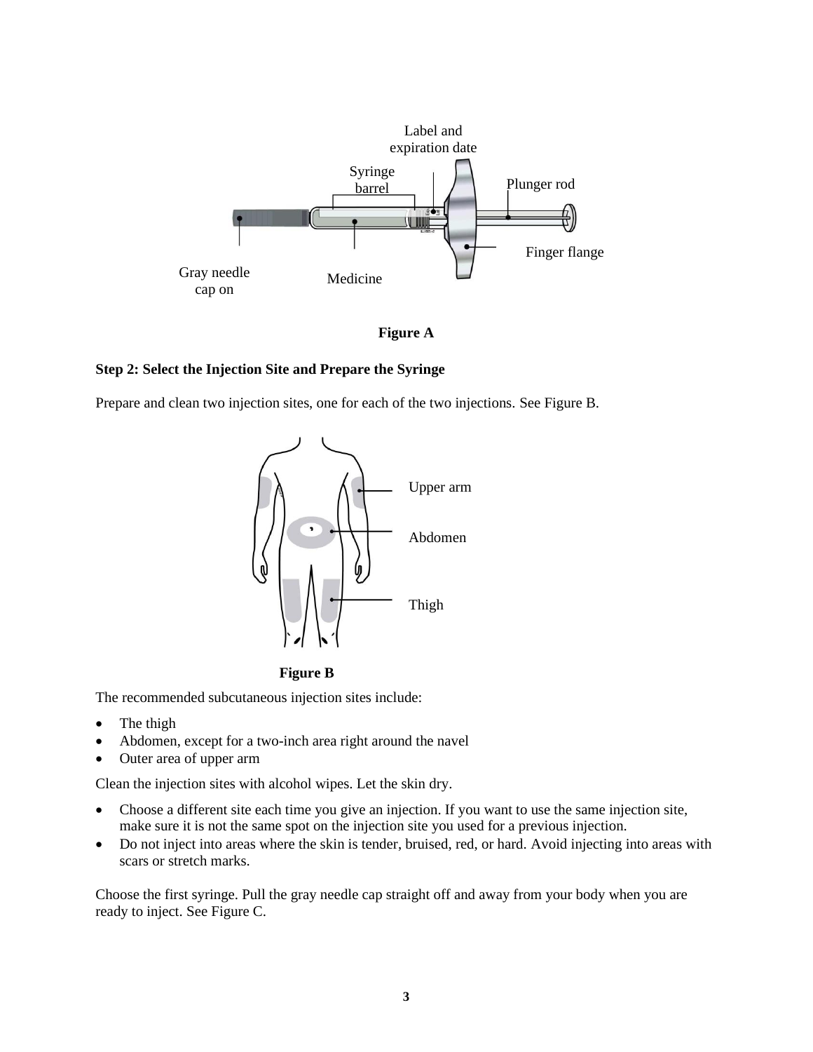Figure A

**Step 2: Select the Injection Site and Prepare the Syringe**

Prepare and clean two injection sites, one for each of the two injections. See Figure B.

Figure B

The recommended subcutaneous injection sites include:

- The thigh
- Abdomen, except for a two-inch area right around the navel
- Outer area of upper arm

Clean the injection sites with alcohol wipes. Let the skin dry.

- Choose a different site each time you give an injection. If you want to use the same injection site, make sure it is not the same spot on the injection site you used for a previous injection.
- Do not inject into areas where the skin is tender, bruised, red, or hard. Avoid injecting into areas with scars or stretch marks.

Choose the first syringe. Pull the gray needle cap straight off and away from your body when you are ready to inject. See Figure C.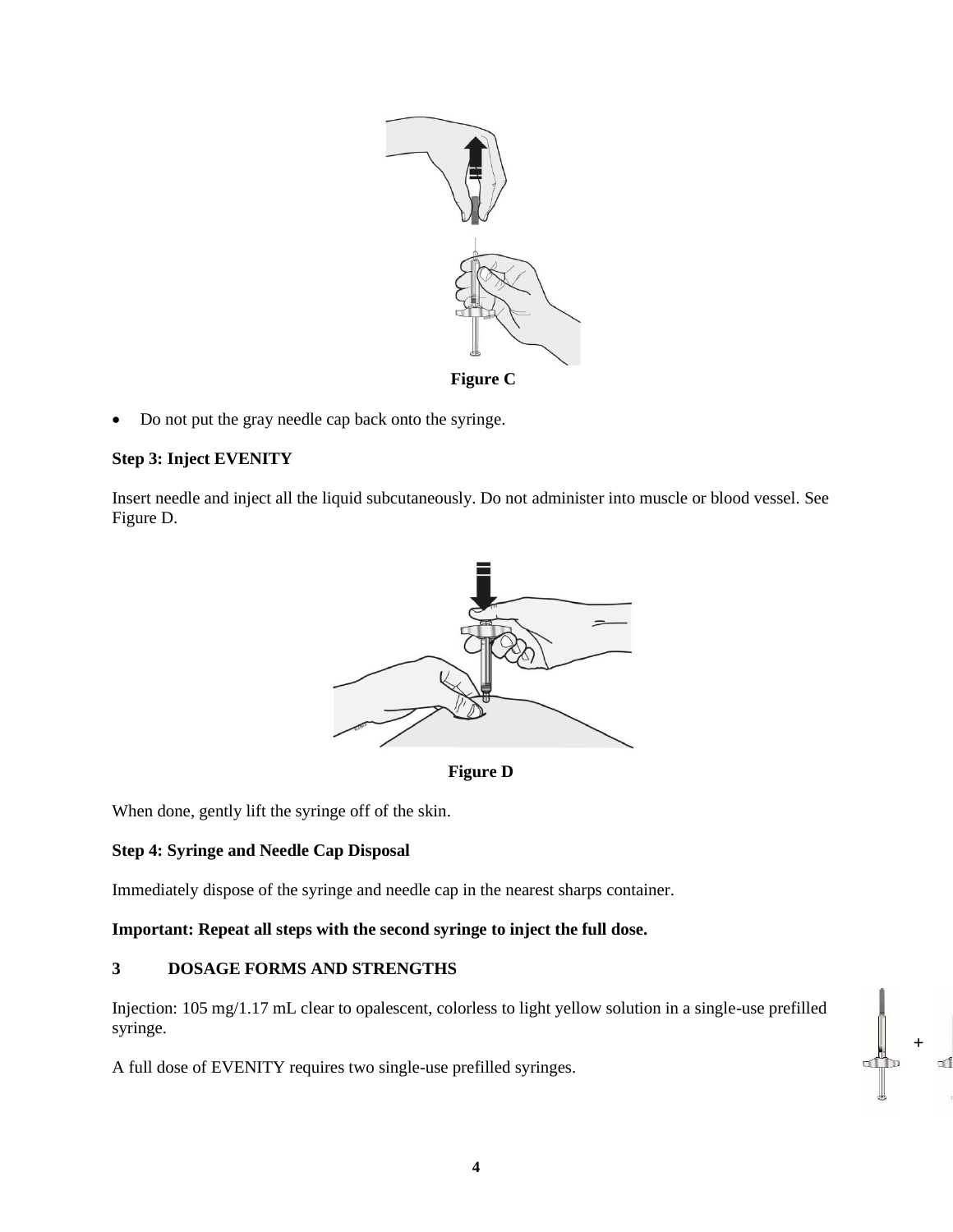Figure C

- Do not put the gray needle cap back onto the syringe.

**Step 3: Inject EVENITY**

Insert needle and inject all the liquid subcutaneously. Do not administer into muscle or blood vessel. See Figure D.

Figure D

When done, gently lift the syringe off of the skin.

**Step 4: Syringe and Needle Cap Disposal**

Immediately dispose of the syringe and needle cap in the nearest sharps container.

**Important: Repeat all steps with the second syringe to inject the full dose.**

## 3 DOSAGE FORMS AND STRENGTHS

Injection: 105 mg/1.17 mL clear to opalescent, colorless to light yellow solution in a single-use prefilled syringe.

A full dose of EVENITY requires two single-use prefilled syringes.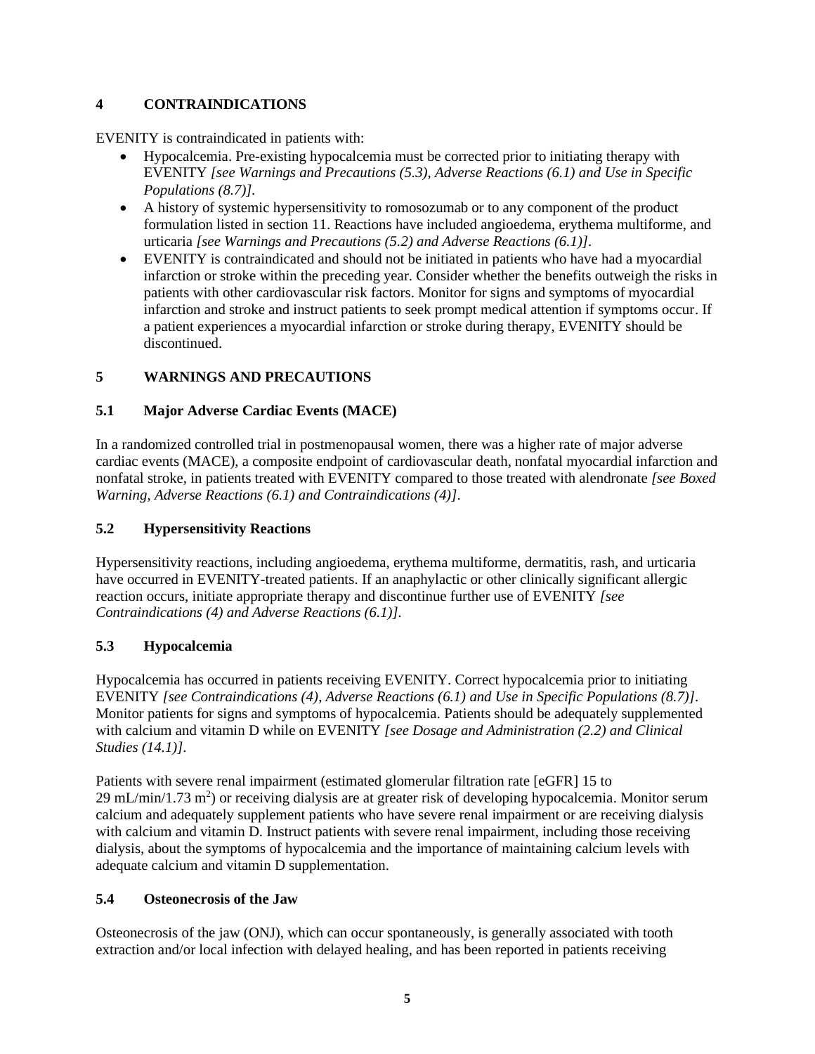## 4 CONTRAINDICATIONS

EVENITY is contraindicated in patients with:

- Hypocalcemia. Pre-existing hypocalcemia must be corrected prior to initiating therapy with EVENITY *[see Warnings and Precautions (5.3), Adverse Reactions (6.1) and Use in Specific Populations (8.7)]*.
- A history of systemic hypersensitivity to romosozumab or to any component of the product formulation listed in section 11. Reactions have included angioedema, erythema multiforme, and urticaria *[see Warnings and Precautions (5.2) and Adverse Reactions (6.1)]*.
- EVENITY is contraindicated and should not be initiated in patients who have had a myocardial infarction or stroke within the preceding year. Consider whether the benefits outweigh the risks in patients with other cardiovascular risk factors. Monitor for signs and symptoms of myocardial infarction and stroke and instruct patients to seek prompt medical attention if symptoms occur. If a patient experiences a myocardial infarction or stroke during therapy, EVENITY should be discontinued.

## 5 WARNINGS AND PRECAUTIONS

### 5.1 Major Adverse Cardiac Events (MACE)

In a randomized controlled trial in postmenopausal women, there was a higher rate of major adverse cardiac events (MACE), a composite endpoint of cardiovascular death, nonfatal myocardial infarction and nonfatal stroke, in patients treated with EVENITY compared to those treated with alendronate *[see Boxed Warning, Adverse Reactions (6.1) and Contraindications (4)]*.

### 5.2 Hypersensitivity Reactions

Hypersensitivity reactions, including angioedema, erythema multiforme, dermatitis, rash, and urticaria have occurred in EVENITY-treated patients. If an anaphylactic or other clinically significant allergic reaction occurs, initiate appropriate therapy and discontinue further use of EVENITY *[see Contraindications (4) and Adverse Reactions (6.1)]*.

### 5.3 Hypocalcemia

Hypocalcemia has occurred in patients receiving EVENITY. Correct hypocalcemia prior to initiating EVENITY *[see Contraindications (4), Adverse Reactions (6.1) and Use in Specific Populations (8.7)]*. Monitor patients for signs and symptoms of hypocalcemia. Patients should be adequately supplemented with calcium and vitamin D while on EVENITY *[see Dosage and Administration (2.2) and Clinical Studies (14.1)]*.

Patients with severe renal impairment (estimated glomerular filtration rate [eGFR] 15 to 29 mL/min/1.73 $m^2$) or receiving dialysis are at greater risk of developing hypocalcemia. Monitor serum calcium and adequately supplement patients who have severe renal impairment or are receiving dialysis with calcium and vitamin D. Instruct patients with severe renal impairment, including those receiving dialysis, about the symptoms of hypocalcemia and the importance of maintaining calcium levels with adequate calcium and vitamin D supplementation.

### 5.4 Osteonecrosis of the Jaw

Osteonecrosis of the jaw (ONJ), which can occur spontaneously, is generally associated with tooth extraction and/or local infection with delayed healing, and has been reported in patients receiving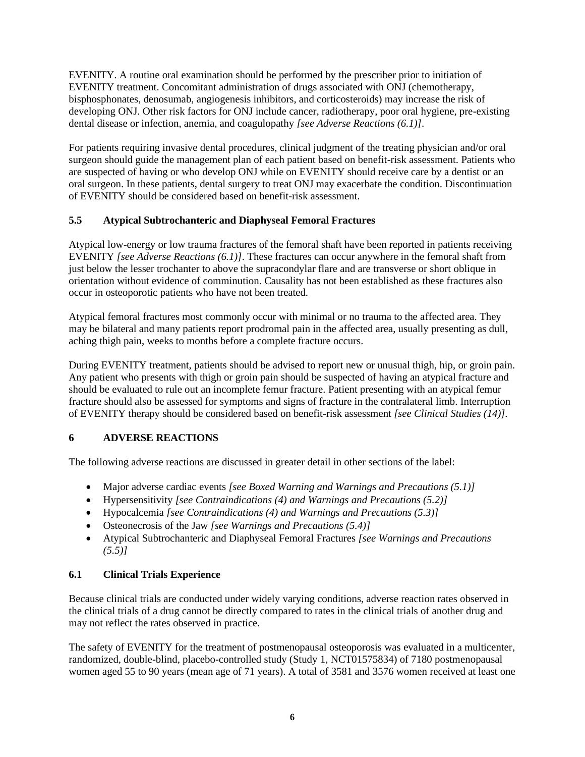EVENITY. A routine oral examination should be performed by the prescriber prior to initiation of EVENITY treatment. Concomitant administration of drugs associated with ONJ (chemotherapy, bisphosphonates, denosumab, angiogenesis inhibitors, and corticosteroids) may increase the risk of developing ONJ. Other risk factors for ONJ include cancer, radiotherapy, poor oral hygiene, pre-existing dental disease or infection, anemia, and coagulopathy *[see Adverse Reactions (6.1)]*.

For patients requiring invasive dental procedures, clinical judgment of the treating physician and/or oral surgeon should guide the management plan of each patient based on benefit-risk assessment. Patients who are suspected of having or who develop ONJ while on EVENITY should receive care by a dentist or an oral surgeon. In these patients, dental surgery to treat ONJ may exacerbate the condition. Discontinuation of EVENITY should be considered based on benefit-risk assessment.

### 5.5 Atypical Subtrochanteric and Diaphyseal Femoral Fractures

Atypical low-energy or low trauma fractures of the femoral shaft have been reported in patients receiving EVENITY *[see Adverse Reactions (6.1)]*. These fractures can occur anywhere in the femoral shaft from just below the lesser trochanter to above the supracondylar flare and are transverse or short oblique in orientation without evidence of comminution. Causality has not been established as these fractures also occur in osteoporotic patients who have not been treated.

Atypical femoral fractures most commonly occur with minimal or no trauma to the affected area. They may be bilateral and many patients report prodromal pain in the affected area, usually presenting as dull, aching thigh pain, weeks to months before a complete fracture occurs.

During EVENITY treatment, patients should be advised to report new or unusual thigh, hip, or groin pain. Any patient who presents with thigh or groin pain should be suspected of having an atypical fracture and should be evaluated to rule out an incomplete femur fracture. Patient presenting with an atypical femur fracture should also be assessed for symptoms and signs of fracture in the contralateral limb. Interruption of EVENITY therapy should be considered based on benefit-risk assessment *[see Clinical Studies (14)]*.

## 6 ADVERSE REACTIONS

The following adverse reactions are discussed in greater detail in other sections of the label:

- Major adverse cardiac events *[see Boxed Warning and Warnings and Precautions (5.1)]*
- Hypersensitivity *[see Contraindications (4) and Warnings and Precautions (5.2)]*
- Hypocalcemia *[see Contraindications (4) and Warnings and Precautions (5.3)]*
- Osteonecrosis of the Jaw *[see Warnings and Precautions (5.4)]*
- Atypical Subtrochanteric and Diaphyseal Femoral Fractures *[see Warnings and Precautions (5.5)]*

### 6.1 Clinical Trials Experience

Because clinical trials are conducted under widely varying conditions, adverse reaction rates observed in the clinical trials of a drug cannot be directly compared to rates in the clinical trials of another drug and may not reflect the rates observed in practice.

The safety of EVENITY for the treatment of postmenopausal osteoporosis was evaluated in a multicenter, randomized, double-blind, placebo-controlled study (Study 1, NCT01575834) of 7180 postmenopausal women aged 55 to 90 years (mean age of 71 years). A total of 3581 and 3576 women received at least one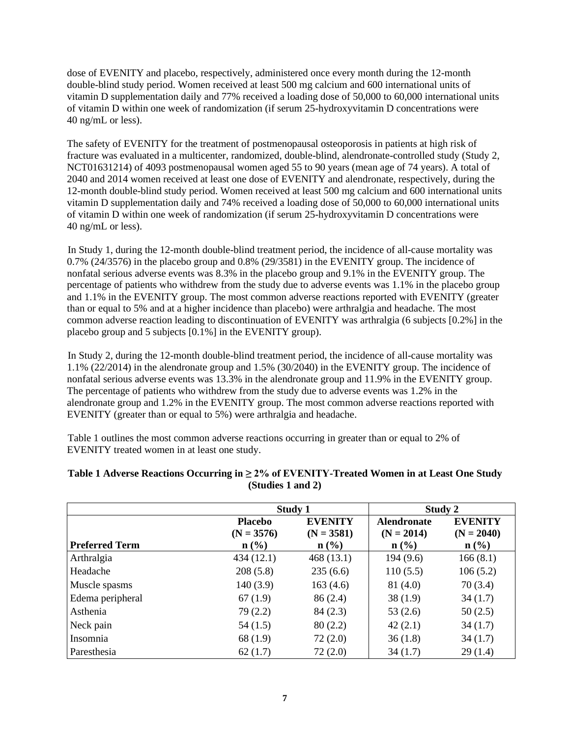dose of EVENITY and placebo, respectively, administered once every month during the 12-month double-blind study period. Women received at least 500 mg calcium and 600 international units of vitamin D supplementation daily and 77% received a loading dose of 50,000 to 60,000 international units of vitamin D within one week of randomization (if serum 25-hydroxyvitamin D concentrations were 40 ng/mL or less).

The safety of EVENITY for the treatment of postmenopausal osteoporosis in patients at high risk of fracture was evaluated in a multicenter, randomized, double-blind, alendronate-controlled study (Study 2, NCT01631214) of 4093 postmenopausal women aged 55 to 90 years (mean age of 74 years). A total of 2040 and 2014 women received at least one dose of EVENITY and alendronate, respectively, during the 12-month double-blind study period. Women received at least 500 mg calcium and 600 international units vitamin D supplementation daily and 74% received a loading dose of 50,000 to 60,000 international units of vitamin D within one week of randomization (if serum 25-hydroxyvitamin D concentrations were 40 ng/mL or less).

In Study 1, during the 12-month double-blind treatment period, the incidence of all-cause mortality was 0.7% (24/3576) in the placebo group and 0.8% (29/3581) in the EVENITY group. The incidence of nonfatal serious adverse events was 8.3% in the placebo group and 9.1% in the EVENITY group. The percentage of patients who withdrew from the study due to adverse events was 1.1% in the placebo group and 1.1% in the EVENITY group. The most common adverse reactions reported with EVENITY (greater than or equal to 5% and at a higher incidence than placebo) were arthralgia and headache. The most common adverse reaction leading to discontinuation of EVENITY was arthralgia (6 subjects [0.2%] in the placebo group and 5 subjects [0.1%] in the EVENITY group).

In Study 2, during the 12-month double-blind treatment period, the incidence of all-cause mortality was 1.1% (22/2014) in the alendronate group and 1.5% (30/2040) in the EVENITY group. The incidence of nonfatal serious adverse events was 13.3% in the alendronate group and 11.9% in the EVENITY group. The percentage of patients who withdrew from the study due to adverse events was 1.2% in the alendronate group and 1.2% in the EVENITY group. The most common adverse reactions reported with EVENITY (greater than or equal to 5%) were arthralgia and headache.

Table 1 outlines the most common adverse reactions occurring in greater than or equal to 2% of EVENITY treated women in at least one study.

**Table 1 Adverse Reactions Occurring in ≥ 2% of EVENITY-Treated Women in at Least One Study (Studies 1 and 2)**

| | Study 1 | | Study 2 | |
|---|---|---|---|---|
| **Preferred Term** | **Placebo (N = 3576) n (%)** | **EVENITY (N = 3581) n (%)** | **Alendronate (N = 2014) n (%)** | **EVENITY (N = 2040) n (%)** |
| Arthralgia | 434 (12.1) | 468 (13.1) | 194 (9.6) | 166 (8.1) |
| Headache | 208 (5.8) | 235 (6.6) | 110 (5.5) | 106 (5.2) |
| Muscle spasms | 140 (3.9) | 163 (4.6) | 81 (4.0) | 70 (3.4) |
| Edema peripheral | 67 (1.9) | 86 (2.4) | 38 (1.9) | 34 (1.7) |
| Asthenia | 79 (2.2) | 84 (2.3) | 53 (2.6) | 50 (2.5) |
| Neck pain | 54 (1.5) | 80 (2.2) | 42 (2.1) | 34 (1.7) |
| Insomnia | 68 (1.9) | 72 (2.0) | 36 (1.8) | 34 (1.7) |
| Paresthesia | 62 (1.7) | 72 (2.0) | 34 (1.7) | 29 (1.4) |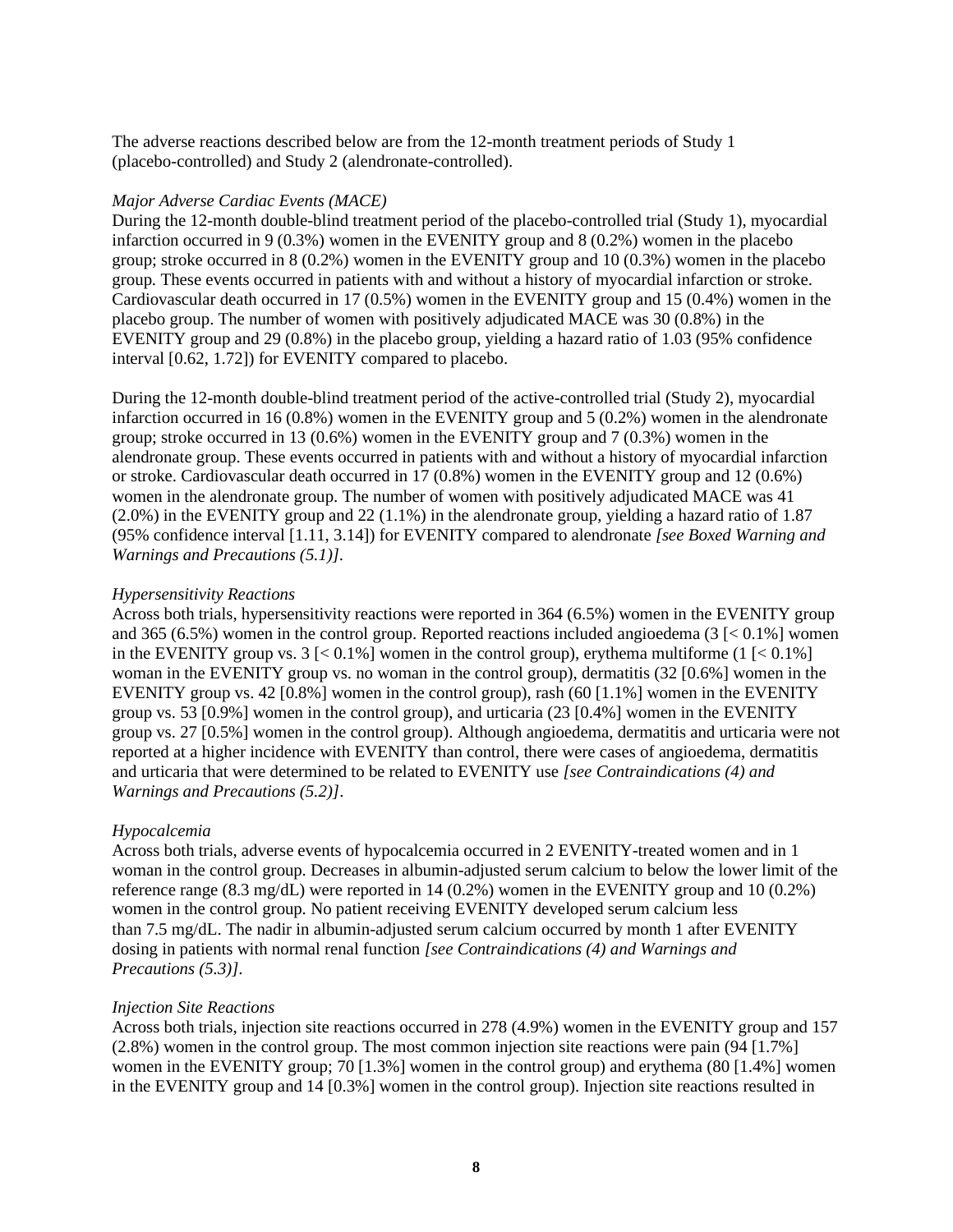The adverse reactions described below are from the 12-month treatment periods of Study 1 (placebo-controlled) and Study 2 (alendronate-controlled).

*Major Adverse Cardiac Events (MACE)*

During the 12-month double-blind treatment period of the placebo-controlled trial (Study 1), myocardial infarction occurred in 9 (0.3%) women in the EVENITY group and 8 (0.2%) women in the placebo group; stroke occurred in 8 (0.2%) women in the EVENITY group and 10 (0.3%) women in the placebo group. These events occurred in patients with and without a history of myocardial infarction or stroke. Cardiovascular death occurred in 17 (0.5%) women in the EVENITY group and 15 (0.4%) women in the placebo group. The number of women with positively adjudicated MACE was 30 (0.8%) in the EVENITY group and 29 (0.8%) in the placebo group, yielding a hazard ratio of 1.03 (95% confidence interval [0.62, 1.72]) for EVENITY compared to placebo.

During the 12-month double-blind treatment period of the active-controlled trial (Study 2), myocardial infarction occurred in 16 (0.8%) women in the EVENITY group and 5 (0.2%) women in the alendronate group; stroke occurred in 13 (0.6%) women in the EVENITY group and 7 (0.3%) women in the alendronate group. These events occurred in patients with and without a history of myocardial infarction or stroke. Cardiovascular death occurred in 17 (0.8%) women in the EVENITY group and 12 (0.6%) women in the alendronate group. The number of women with positively adjudicated MACE was 41 (2.0%) in the EVENITY group and 22 (1.1%) in the alendronate group, yielding a hazard ratio of 1.87 (95% confidence interval [1.11, 3.14]) for EVENITY compared to alendronate *[see Boxed Warning and Warnings and Precautions (5.1)]*.

*Hypersensitivity Reactions*

Across both trials, hypersensitivity reactions were reported in 364 (6.5%) women in the EVENITY group and 365 (6.5%) women in the control group. Reported reactions included angioedema (3 [< 0.1%] women in the EVENITY group vs. 3 [< 0.1%] women in the control group), erythema multiforme (1 [< 0.1%] woman in the EVENITY group vs. no woman in the control group), dermatitis (32 [0.6%] women in the EVENITY group vs. 42 [0.8%] women in the control group), rash (60 [1.1%] women in the EVENITY group vs. 53 [0.9%] women in the control group), and urticaria (23 [0.4%] women in the EVENITY group vs. 27 [0.5%] women in the control group). Although angioedema, dermatitis and urticaria were not reported at a higher incidence with EVENITY than control, there were cases of angioedema, dermatitis and urticaria that were determined to be related to EVENITY use *[see Contraindications (4) and Warnings and Precautions (5.2)]*.

*Hypocalcemia*

Across both trials, adverse events of hypocalcemia occurred in 2 EVENITY-treated women and in 1 woman in the control group. Decreases in albumin-adjusted serum calcium to below the lower limit of the reference range (8.3 mg/dL) were reported in 14 (0.2%) women in the EVENITY group and 10 (0.2%) women in the control group. No patient receiving EVENITY developed serum calcium less than 7.5 mg/dL. The nadir in albumin-adjusted serum calcium occurred by month 1 after EVENITY dosing in patients with normal renal function *[see Contraindications (4) and Warnings and Precautions (5.3)]*.

*Injection Site Reactions*

Across both trials, injection site reactions occurred in 278 (4.9%) women in the EVENITY group and 157 (2.8%) women in the control group. The most common injection site reactions were pain (94 [1.7%] women in the EVENITY group; 70 [1.3%] women in the control group) and erythema (80 [1.4%] women in the EVENITY group and 14 [0.3%] women in the control group). Injection site reactions resulted in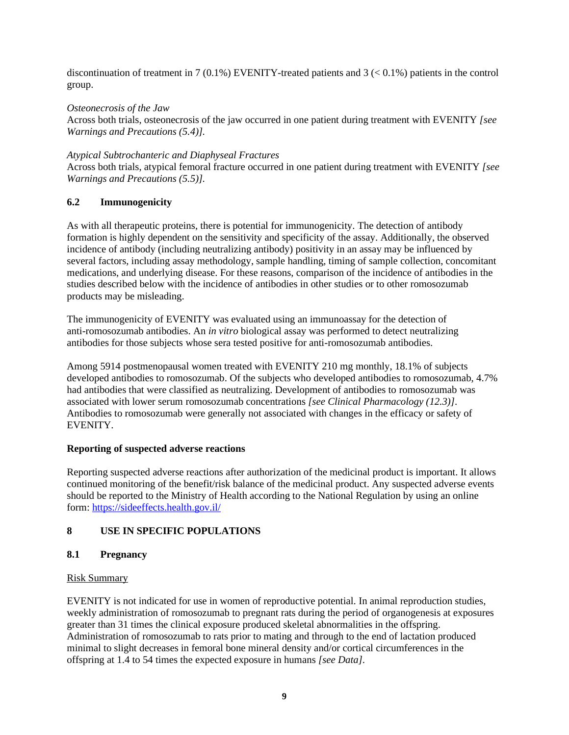discontinuation of treatment in 7 (0.1%) EVENITY-treated patients and 3 (< 0.1%) patients in the control group.

*Osteonecrosis of the Jaw*

Across both trials, osteonecrosis of the jaw occurred in one patient during treatment with EVENITY *[see Warnings and Precautions (5.4)].*

*Atypical Subtrochanteric and Diaphyseal Fractures*

Across both trials, atypical femoral fracture occurred in one patient during treatment with EVENITY *[see Warnings and Precautions (5.5)].*

## 6.2 Immunogenicity

As with all therapeutic proteins, there is potential for immunogenicity. The detection of antibody formation is highly dependent on the sensitivity and specificity of the assay. Additionally, the observed incidence of antibody (including neutralizing antibody) positivity in an assay may be influenced by several factors, including assay methodology, sample handling, timing of sample collection, concomitant medications, and underlying disease. For these reasons, comparison of the incidence of antibodies in the studies described below with the incidence of antibodies in other studies or to other romosozumab products may be misleading.

The immunogenicity of EVENITY was evaluated using an immunoassay for the detection of anti-romosozumab antibodies. An *in vitro* biological assay was performed to detect neutralizing antibodies for those subjects whose sera tested positive for anti-romosozumab antibodies.

Among 5914 postmenopausal women treated with EVENITY 210 mg monthly, 18.1% of subjects developed antibodies to romosozumab. Of the subjects who developed antibodies to romosozumab, 4.7% had antibodies that were classified as neutralizing. Development of antibodies to romosozumab was associated with lower serum romosozumab concentrations *[see Clinical Pharmacology (12.3)]*. Antibodies to romosozumab were generally not associated with changes in the efficacy or safety of EVENITY.

**Reporting of suspected adverse reactions**

Reporting suspected adverse reactions after authorization of the medicinal product is important. It allows continued monitoring of the benefit/risk balance of the medicinal product. Any suspected adverse events should be reported to the Ministry of Health according to the National Regulation by using an online form: https://sideeffects.health.gov.il/

# 8 USE IN SPECIFIC POPULATIONS

## 8.1 Pregnancy

Risk Summary

EVENITY is not indicated for use in women of reproductive potential. In animal reproduction studies, weekly administration of romosozumab to pregnant rats during the period of organogenesis at exposures greater than 31 times the clinical exposure produced skeletal abnormalities in the offspring. Administration of romosozumab to rats prior to mating and through to the end of lactation produced minimal to slight decreases in femoral bone mineral density and/or cortical circumferences in the offspring at 1.4 to 54 times the expected exposure in humans *[see Data]*.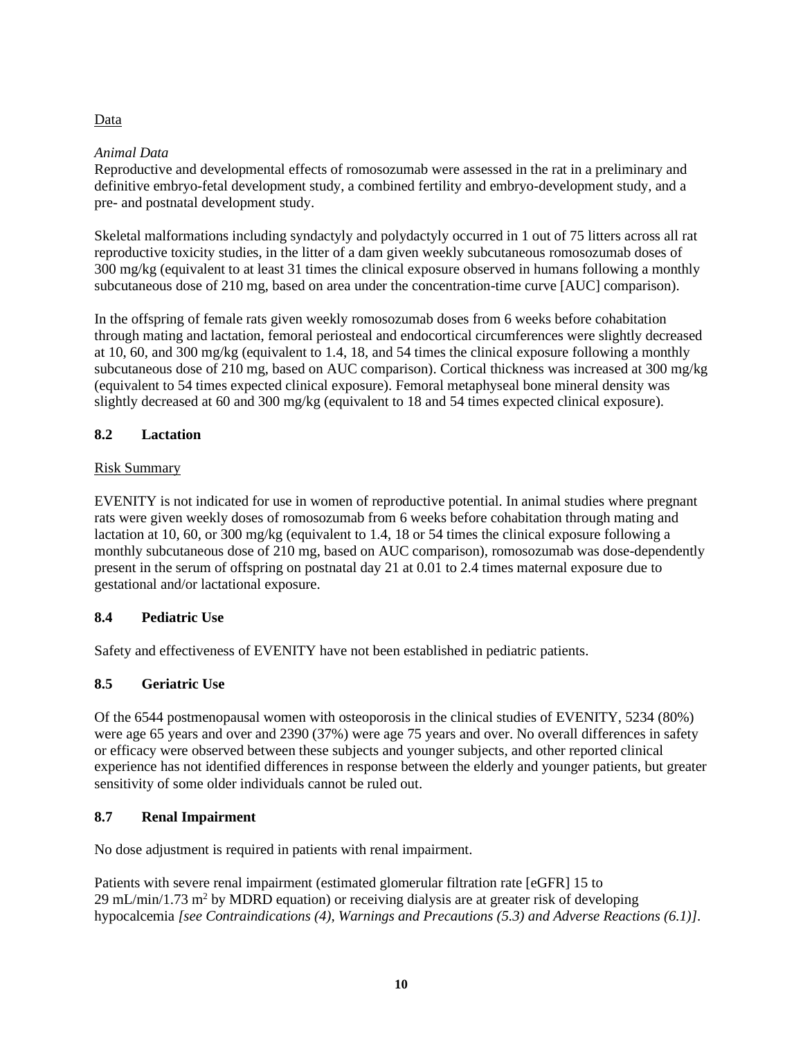Data

*Animal Data*

Reproductive and developmental effects of romosozumab were assessed in the rat in a preliminary and definitive embryo-fetal development study, a combined fertility and embryo-development study, and a pre- and postnatal development study.

Skeletal malformations including syndactyly and polydactyly occurred in 1 out of 75 litters across all rat reproductive toxicity studies, in the litter of a dam given weekly subcutaneous romosozumab doses of 300 mg/kg (equivalent to at least 31 times the clinical exposure observed in humans following a monthly subcutaneous dose of 210 mg, based on area under the concentration-time curve [AUC] comparison).

In the offspring of female rats given weekly romosozumab doses from 6 weeks before cohabitation through mating and lactation, femoral periosteal and endocortical circumferences were slightly decreased at 10, 60, and 300 mg/kg (equivalent to 1.4, 18, and 54 times the clinical exposure following a monthly subcutaneous dose of 210 mg, based on AUC comparison). Cortical thickness was increased at 300 mg/kg (equivalent to 54 times expected clinical exposure). Femoral metaphyseal bone mineral density was slightly decreased at 60 and 300 mg/kg (equivalent to 18 and 54 times expected clinical exposure).

### 8.2 Lactation

Risk Summary

EVENITY is not indicated for use in women of reproductive potential. In animal studies where pregnant rats were given weekly doses of romosozumab from 6 weeks before cohabitation through mating and lactation at 10, 60, or 300 mg/kg (equivalent to 1.4, 18 or 54 times the clinical exposure following a monthly subcutaneous dose of 210 mg, based on AUC comparison), romosozumab was dose-dependently present in the serum of offspring on postnatal day 21 at 0.01 to 2.4 times maternal exposure due to gestational and/or lactational exposure.

### 8.4 Pediatric Use

Safety and effectiveness of EVENITY have not been established in pediatric patients.

### 8.5 Geriatric Use

Of the 6544 postmenopausal women with osteoporosis in the clinical studies of EVENITY, 5234 (80%) were age 65 years and over and 2390 (37%) were age 75 years and over. No overall differences in safety or efficacy were observed between these subjects and younger subjects, and other reported clinical experience has not identified differences in response between the elderly and younger patients, but greater sensitivity of some older individuals cannot be ruled out.

### 8.7 Renal Impairment

No dose adjustment is required in patients with renal impairment.

Patients with severe renal impairment (estimated glomerular filtration rate [eGFR] 15 to 29 mL/min/1.73 $m^2$ by MDRD equation) or receiving dialysis are at greater risk of developing hypocalcemia *[see Contraindications (4), Warnings and Precautions (5.3) and Adverse Reactions (6.1)]*.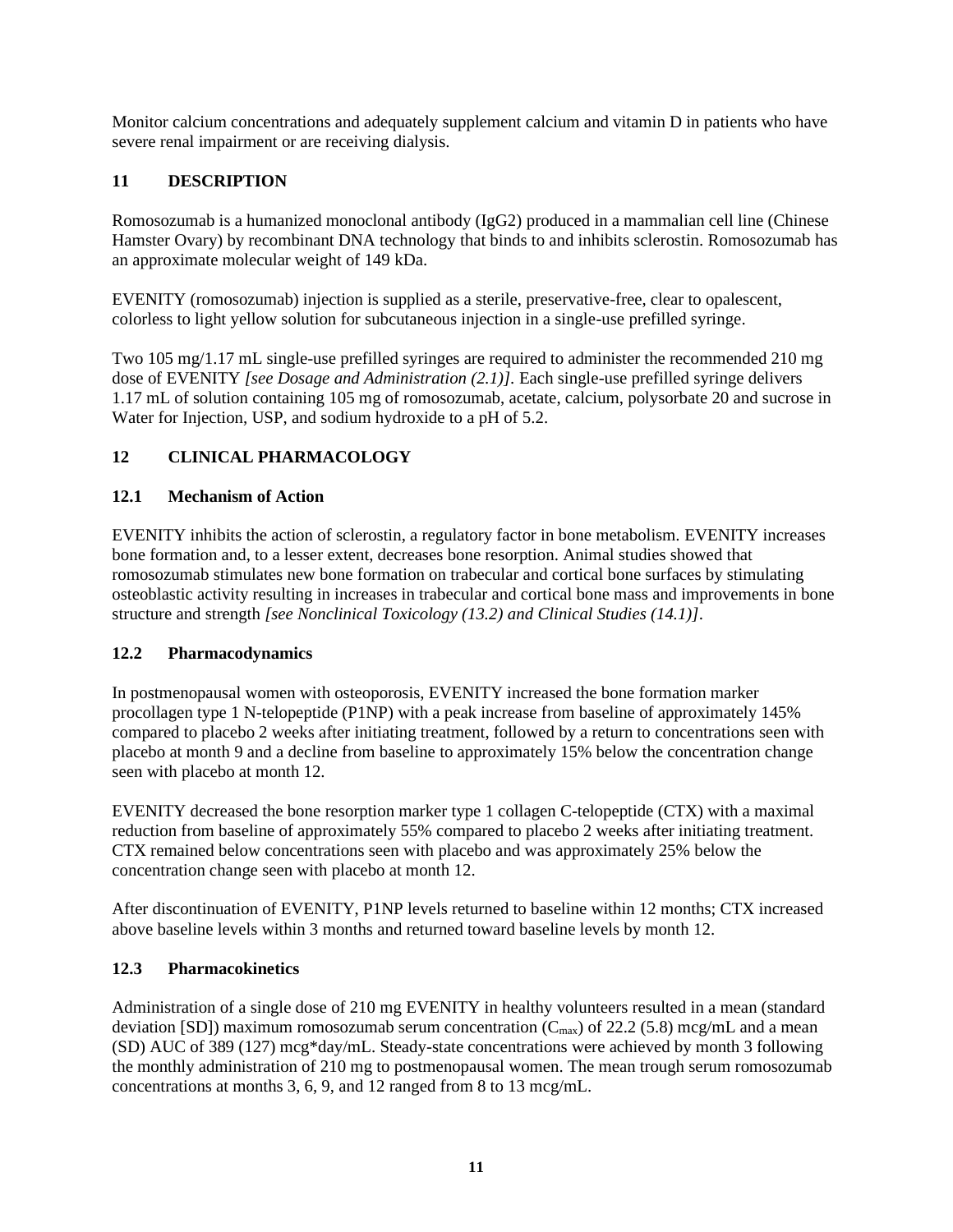Monitor calcium concentrations and adequately supplement calcium and vitamin D in patients who have severe renal impairment or are receiving dialysis.

## 11 DESCRIPTION

Romosozumab is a humanized monoclonal antibody (IgG2) produced in a mammalian cell line (Chinese Hamster Ovary) by recombinant DNA technology that binds to and inhibits sclerostin. Romosozumab has an approximate molecular weight of 149 kDa.

EVENITY (romosozumab) injection is supplied as a sterile, preservative-free, clear to opalescent, colorless to light yellow solution for subcutaneous injection in a single-use prefilled syringe.

Two 105 mg/1.17 mL single-use prefilled syringes are required to administer the recommended 210 mg dose of EVENITY *[see Dosage and Administration (2.1)]*. Each single-use prefilled syringe delivers 1.17 mL of solution containing 105 mg of romosozumab, acetate, calcium, polysorbate 20 and sucrose in Water for Injection, USP, and sodium hydroxide to a pH of 5.2.

## 12 CLINICAL PHARMACOLOGY

### 12.1 Mechanism of Action

EVENITY inhibits the action of sclerostin, a regulatory factor in bone metabolism. EVENITY increases bone formation and, to a lesser extent, decreases bone resorption. Animal studies showed that romosozumab stimulates new bone formation on trabecular and cortical bone surfaces by stimulating osteoblastic activity resulting in increases in trabecular and cortical bone mass and improvements in bone structure and strength *[see Nonclinical Toxicology (13.2) and Clinical Studies (14.1)]*.

### 12.2 Pharmacodynamics

In postmenopausal women with osteoporosis, EVENITY increased the bone formation marker procollagen type 1 N-telopeptide (P1NP) with a peak increase from baseline of approximately 145% compared to placebo 2 weeks after initiating treatment, followed by a return to concentrations seen with placebo at month 9 and a decline from baseline to approximately 15% below the concentration change seen with placebo at month 12.

EVENITY decreased the bone resorption marker type 1 collagen C-telopeptide (CTX) with a maximal reduction from baseline of approximately 55% compared to placebo 2 weeks after initiating treatment. CTX remained below concentrations seen with placebo and was approximately 25% below the concentration change seen with placebo at month 12.

After discontinuation of EVENITY, P1NP levels returned to baseline within 12 months; CTX increased above baseline levels within 3 months and returned toward baseline levels by month 12.

### 12.3 Pharmacokinetics

Administration of a single dose of 210 mg EVENITY in healthy volunteers resulted in a mean (standard deviation [SD]) maximum romosozumab serum concentration ($C_{max}$) of 22.2 (5.8) mcg/mL and a mean (SD) AUC of 389 (127) mcg*day/mL. Steady-state concentrations were achieved by month 3 following the monthly administration of 210 mg to postmenopausal women. The mean trough serum romosozumab concentrations at months 3, 6, 9, and 12 ranged from 8 to 13 mcg/mL.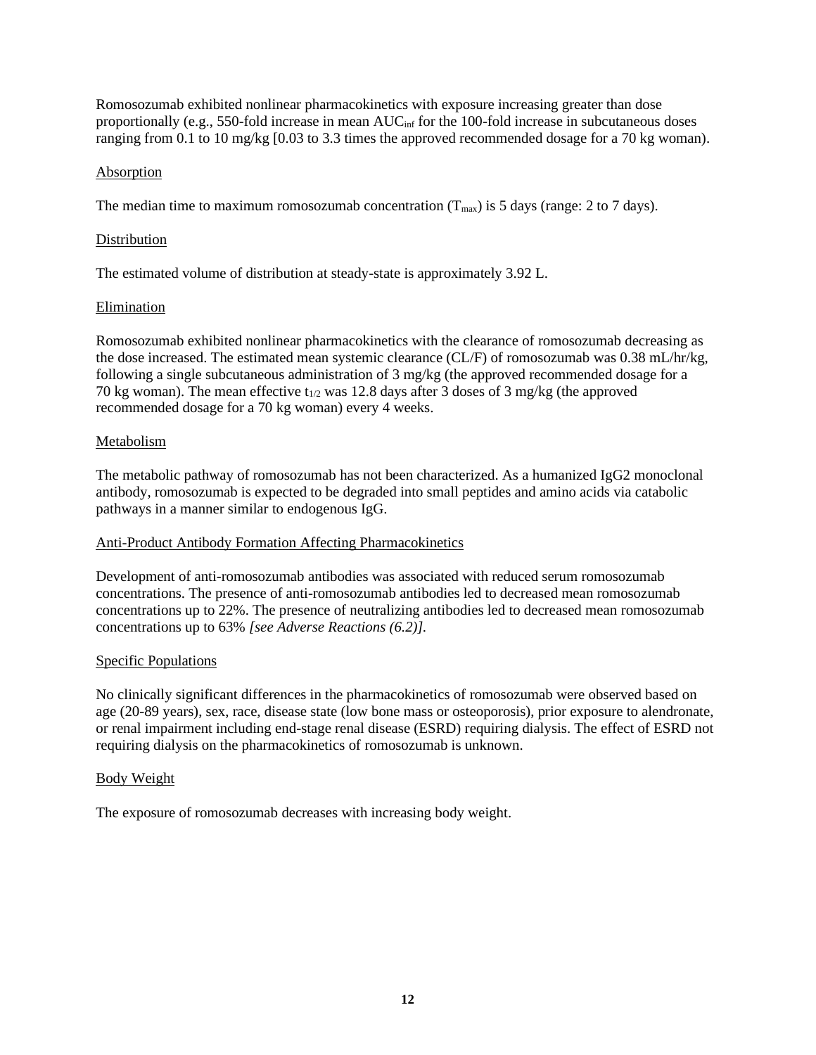Romosozumab exhibited nonlinear pharmacokinetics with exposure increasing greater than dose proportionally (e.g., 550-fold increase in mean $AUC_{inf}$ for the 100-fold increase in subcutaneous doses ranging from 0.1 to 10 mg/kg [0.03 to 3.3 times the approved recommended dosage for a 70 kg woman).

Absorption

The median time to maximum romosozumab concentration ($T_{max}$) is 5 days (range: 2 to 7 days).

Distribution

The estimated volume of distribution at steady-state is approximately 3.92 L.

Elimination

Romosozumab exhibited nonlinear pharmacokinetics with the clearance of romosozumab decreasing as the dose increased. The estimated mean systemic clearance (CL/F) of romosozumab was 0.38 mL/hr/kg, following a single subcutaneous administration of 3 mg/kg (the approved recommended dosage for a 70 kg woman). The mean effective $t_{1/2}$ was 12.8 days after 3 doses of 3 mg/kg (the approved recommended dosage for a 70 kg woman) every 4 weeks.

Metabolism

The metabolic pathway of romosozumab has not been characterized. As a humanized IgG2 monoclonal antibody, romosozumab is expected to be degraded into small peptides and amino acids via catabolic pathways in a manner similar to endogenous IgG.

Anti-Product Antibody Formation Affecting Pharmacokinetics

Development of anti-romosozumab antibodies was associated with reduced serum romosozumab concentrations. The presence of anti-romosozumab antibodies led to decreased mean romosozumab concentrations up to 22%. The presence of neutralizing antibodies led to decreased mean romosozumab concentrations up to 63% *[see Adverse Reactions (6.2)]*.

Specific Populations

No clinically significant differences in the pharmacokinetics of romosozumab were observed based on age (20-89 years), sex, race, disease state (low bone mass or osteoporosis), prior exposure to alendronate, or renal impairment including end-stage renal disease (ESRD) requiring dialysis. The effect of ESRD not requiring dialysis on the pharmacokinetics of romosozumab is unknown.

Body Weight

The exposure of romosozumab decreases with increasing body weight.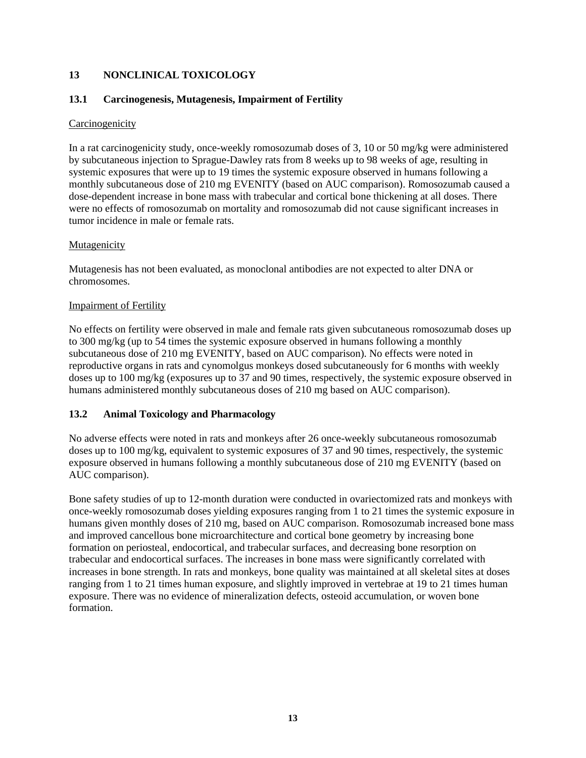## 13 NONCLINICAL TOXICOLOGY

### 13.1 Carcinogenesis, Mutagenesis, Impairment of Fertility

Carcinogenicity

In a rat carcinogenicity study, once-weekly romosozumab doses of 3, 10 or 50 mg/kg were administered by subcutaneous injection to Sprague-Dawley rats from 8 weeks up to 98 weeks of age, resulting in systemic exposures that were up to 19 times the systemic exposure observed in humans following a monthly subcutaneous dose of 210 mg EVENITY (based on AUC comparison). Romosozumab caused a dose-dependent increase in bone mass with trabecular and cortical bone thickening at all doses. There were no effects of romosozumab on mortality and romosozumab did not cause significant increases in tumor incidence in male or female rats.

Mutagenicity

Mutagenesis has not been evaluated, as monoclonal antibodies are not expected to alter DNA or chromosomes.

Impairment of Fertility

No effects on fertility were observed in male and female rats given subcutaneous romosozumab doses up to 300 mg/kg (up to 54 times the systemic exposure observed in humans following a monthly subcutaneous dose of 210 mg EVENITY, based on AUC comparison). No effects were noted in reproductive organs in rats and cynomolgus monkeys dosed subcutaneously for 6 months with weekly doses up to 100 mg/kg (exposures up to 37 and 90 times, respectively, the systemic exposure observed in humans administered monthly subcutaneous doses of 210 mg based on AUC comparison).

### 13.2 Animal Toxicology and Pharmacology

No adverse effects were noted in rats and monkeys after 26 once-weekly subcutaneous romosozumab doses up to 100 mg/kg, equivalent to systemic exposures of 37 and 90 times, respectively, the systemic exposure observed in humans following a monthly subcutaneous dose of 210 mg EVENITY (based on AUC comparison).

Bone safety studies of up to 12-month duration were conducted in ovariectomized rats and monkeys with once-weekly romosozumab doses yielding exposures ranging from 1 to 21 times the systemic exposure in humans given monthly doses of 210 mg, based on AUC comparison. Romosozumab increased bone mass and improved cancellous bone microarchitecture and cortical bone geometry by increasing bone formation on periosteal, endocortical, and trabecular surfaces, and decreasing bone resorption on trabecular and endocortical surfaces. The increases in bone mass were significantly correlated with increases in bone strength. In rats and monkeys, bone quality was maintained at all skeletal sites at doses ranging from 1 to 21 times human exposure, and slightly improved in vertebrae at 19 to 21 times human exposure. There was no evidence of mineralization defects, osteoid accumulation, or woven bone formation.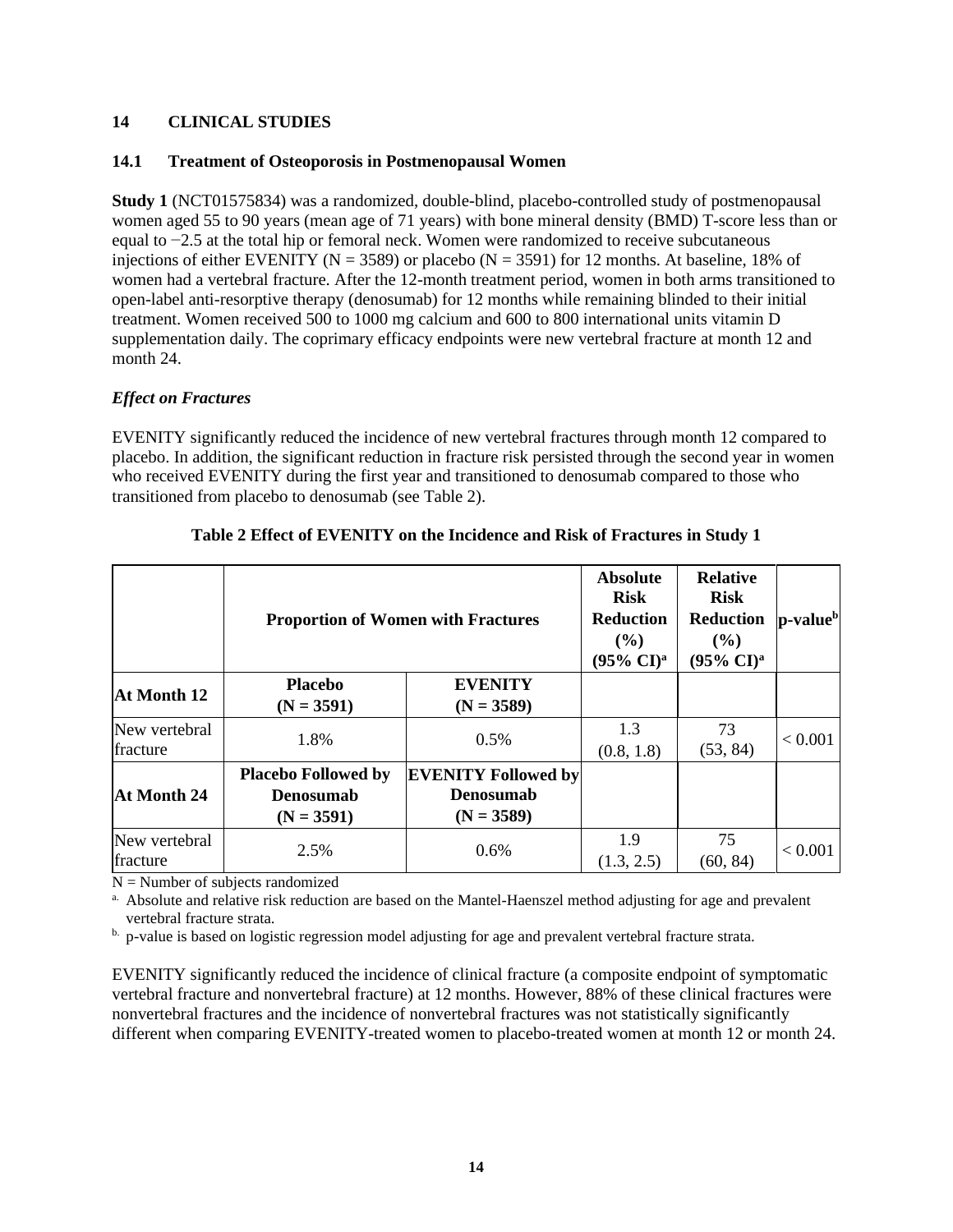## 14 CLINICAL STUDIES

### 14.1 Treatment of Osteoporosis in Postmenopausal Women

**Study 1** (NCT01575834) was a randomized, double-blind, placebo-controlled study of postmenopausal women aged 55 to 90 years (mean age of 71 years) with bone mineral density (BMD) T-score less than or equal to −2.5 at the total hip or femoral neck. Women were randomized to receive subcutaneous injections of either EVENITY (N = 3589) or placebo (N = 3591) for 12 months. At baseline, 18% of women had a vertebral fracture. After the 12-month treatment period, women in both arms transitioned to open-label anti-resorptive therapy (denosumab) for 12 months while remaining blinded to their initial treatment. Women received 500 to 1000 mg calcium and 600 to 800 international units vitamin D supplementation daily. The coprimary efficacy endpoints were new vertebral fracture at month 12 and month 24.

#### *Effect on Fractures*

EVENITY significantly reduced the incidence of new vertebral fractures through month 12 compared to placebo. In addition, the significant reduction in fracture risk persisted through the second year in women who received EVENITY during the first year and transitioned to denosumab compared to those who transitioned from placebo to denosumab (see Table 2).

**Table 2 Effect of EVENITY on the Incidence and Risk of Fractures in Study 1**

| | **Proportion of Women with Fractures** | | **Absolute Risk Reduction (%) (95% CI)[a]** | **Relative Risk Reduction (%) (95% CI)[a]** | **p-value[b]** |
|---|---|---|---|---|---|
| **At Month 12** | **Placebo (N = 3591)** | **EVENITY (N = 3589)** | | | |
| New vertebral fracture | 1.8% | 0.5% | 1.3 (0.8, 1.8) | 73 (53, 84) | < 0.001 |
| **At Month 24** | **Placebo Followed by Denosumab (N = 3591)** | **EVENITY Followed by Denosumab (N = 3589)** | | | |
| New vertebral fracture | 2.5% | 0.6% | 1.9 (1.3, 2.5) | 75 (60, 84) | < 0.001 |

N = Number of subjects randomized

[a] Absolute and relative risk reduction are based on the Mantel-Haenszel method adjusting for age and prevalent vertebral fracture strata.

[b] p-value is based on logistic regression model adjusting for age and prevalent vertebral fracture strata.

EVENITY significantly reduced the incidence of clinical fracture (a composite endpoint of symptomatic vertebral fracture and nonvertebral fracture) at 12 months. However, 88% of these clinical fractures were nonvertebral fractures and the incidence of nonvertebral fractures was not statistically significantly different when comparing EVENITY-treated women to placebo-treated women at month 12 or month 24.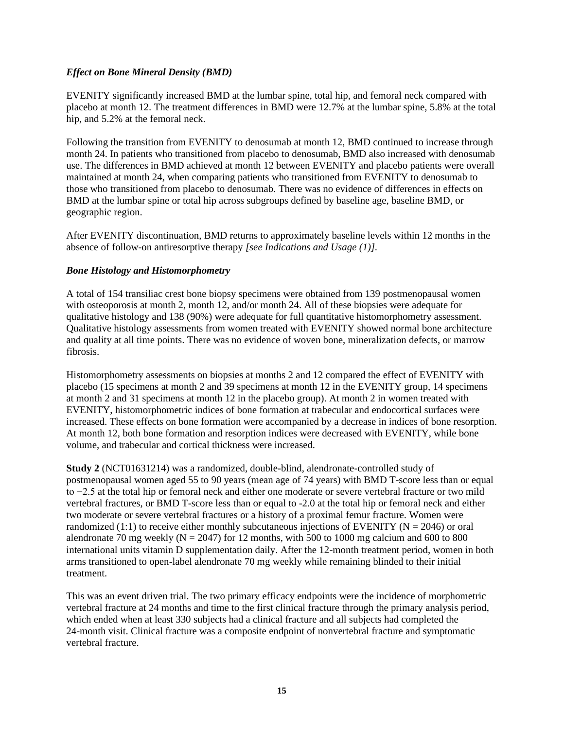***Effect on Bone Mineral Density (BMD)***

EVENITY significantly increased BMD at the lumbar spine, total hip, and femoral neck compared with placebo at month 12. The treatment differences in BMD were 12.7% at the lumbar spine, 5.8% at the total hip, and 5.2% at the femoral neck.

Following the transition from EVENITY to denosumab at month 12, BMD continued to increase through month 24. In patients who transitioned from placebo to denosumab, BMD also increased with denosumab use. The differences in BMD achieved at month 12 between EVENITY and placebo patients were overall maintained at month 24, when comparing patients who transitioned from EVENITY to denosumab to those who transitioned from placebo to denosumab. There was no evidence of differences in effects on BMD at the lumbar spine or total hip across subgroups defined by baseline age, baseline BMD, or geographic region.

After EVENITY discontinuation, BMD returns to approximately baseline levels within 12 months in the absence of follow-on antiresorptive therapy *[see Indications and Usage (1)]*.

***Bone Histology and Histomorphometry***

A total of 154 transiliac crest bone biopsy specimens were obtained from 139 postmenopausal women with osteoporosis at month 2, month 12, and/or month 24. All of these biopsies were adequate for qualitative histology and 138 (90%) were adequate for full quantitative histomorphometry assessment. Qualitative histology assessments from women treated with EVENITY showed normal bone architecture and quality at all time points. There was no evidence of woven bone, mineralization defects, or marrow fibrosis.

Histomorphometry assessments on biopsies at months 2 and 12 compared the effect of EVENITY with placebo (15 specimens at month 2 and 39 specimens at month 12 in the EVENITY group, 14 specimens at month 2 and 31 specimens at month 12 in the placebo group). At month 2 in women treated with EVENITY, histomorphometric indices of bone formation at trabecular and endocortical surfaces were increased. These effects on bone formation were accompanied by a decrease in indices of bone resorption. At month 12, both bone formation and resorption indices were decreased with EVENITY, while bone volume, and trabecular and cortical thickness were increased.

**Study 2** (NCT01631214) was a randomized, double-blind, alendronate-controlled study of postmenopausal women aged 55 to 90 years (mean age of 74 years) with BMD T-score less than or equal to −2.5 at the total hip or femoral neck and either one moderate or severe vertebral fracture or two mild vertebral fractures, or BMD T-score less than or equal to -2.0 at the total hip or femoral neck and either two moderate or severe vertebral fractures or a history of a proximal femur fracture. Women were randomized (1:1) to receive either monthly subcutaneous injections of EVENITY (N = 2046) or oral alendronate 70 mg weekly (N = 2047) for 12 months, with 500 to 1000 mg calcium and 600 to 800 international units vitamin D supplementation daily. After the 12-month treatment period, women in both arms transitioned to open-label alendronate 70 mg weekly while remaining blinded to their initial treatment.

This was an event driven trial. The two primary efficacy endpoints were the incidence of morphometric vertebral fracture at 24 months and time to the first clinical fracture through the primary analysis period, which ended when at least 330 subjects had a clinical fracture and all subjects had completed the 24-month visit. Clinical fracture was a composite endpoint of nonvertebral fracture and symptomatic vertebral fracture.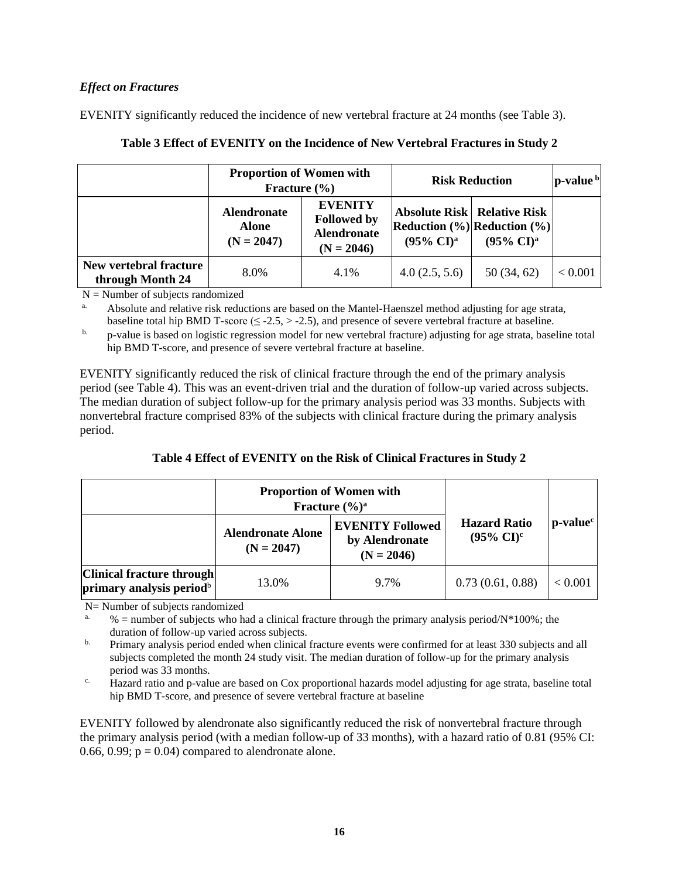*Effect on Fractures*

EVENITY significantly reduced the incidence of new vertebral fracture at 24 months (see Table 3).

**Table 3 Effect of EVENITY on the Incidence of New Vertebral Fractures in Study 2**

| | **Proportion of Women with Fracture (%)** | | **Risk Reduction** | | **p-value [b]** |
|---|---|---|---|---|---|
| | **Alendronate Alone (N = 2047)** | **EVENITY Followed by Alendronate (N = 2046)** | **Absolute Risk Reduction (%) (95% CI)[a]** | **Relative Risk Reduction (%) (95% CI)[a]** | |
| **New vertebral fracture through Month 24** | 8.0% | 4.1% | 4.0 (2.5, 5.6) | 50 (34, 62) | < 0.001 |

N = Number of subjects randomized

a. Absolute and relative risk reductions are based on the Mantel-Haenszel method adjusting for age strata, baseline total hip BMD T-score (≤ -2.5, > -2.5), and presence of severe vertebral fracture at baseline.

b. p-value is based on logistic regression model for new vertebral fracture) adjusting for age strata, baseline total hip BMD T-score, and presence of severe vertebral fracture at baseline.

EVENITY significantly reduced the risk of clinical fracture through the end of the primary analysis period (see Table 4). This was an event-driven trial and the duration of follow-up varied across subjects. The median duration of subject follow-up for the primary analysis period was 33 months. Subjects with nonvertebral fracture comprised 83% of the subjects with clinical fracture during the primary analysis period.

**Table 4 Effect of EVENITY on the Risk of Clinical Fractures in Study 2**

| | **Proportion of Women with Fracture (%)[a]** | | **Hazard Ratio (95% CI)[c]** | **p-value[c]** |
|---|---|---|---|---|
| | **Alendronate Alone (N = 2047)** | **EVENITY Followed by Alendronate (N = 2046)** | | |
| **Clinical fracture through primary analysis period**[b] | 13.0% | 9.7% | 0.73 (0.61, 0.88) | < 0.001 |

N= Number of subjects randomized

a. % = number of subjects who had a clinical fracture through the primary analysis period/N*100%; the duration of follow-up varied across subjects.

b. Primary analysis period ended when clinical fracture events were confirmed for at least 330 subjects and all subjects completed the month 24 study visit. The median duration of follow-up for the primary analysis period was 33 months.

c. Hazard ratio and p-value are based on Cox proportional hazards model adjusting for age strata, baseline total hip BMD T-score, and presence of severe vertebral fracture at baseline

EVENITY followed by alendronate also significantly reduced the risk of nonvertebral fracture through the primary analysis period (with a median follow-up of 33 months), with a hazard ratio of 0.81 (95% CI: 0.66, 0.99; $p = 0.04$) compared to alendronate alone.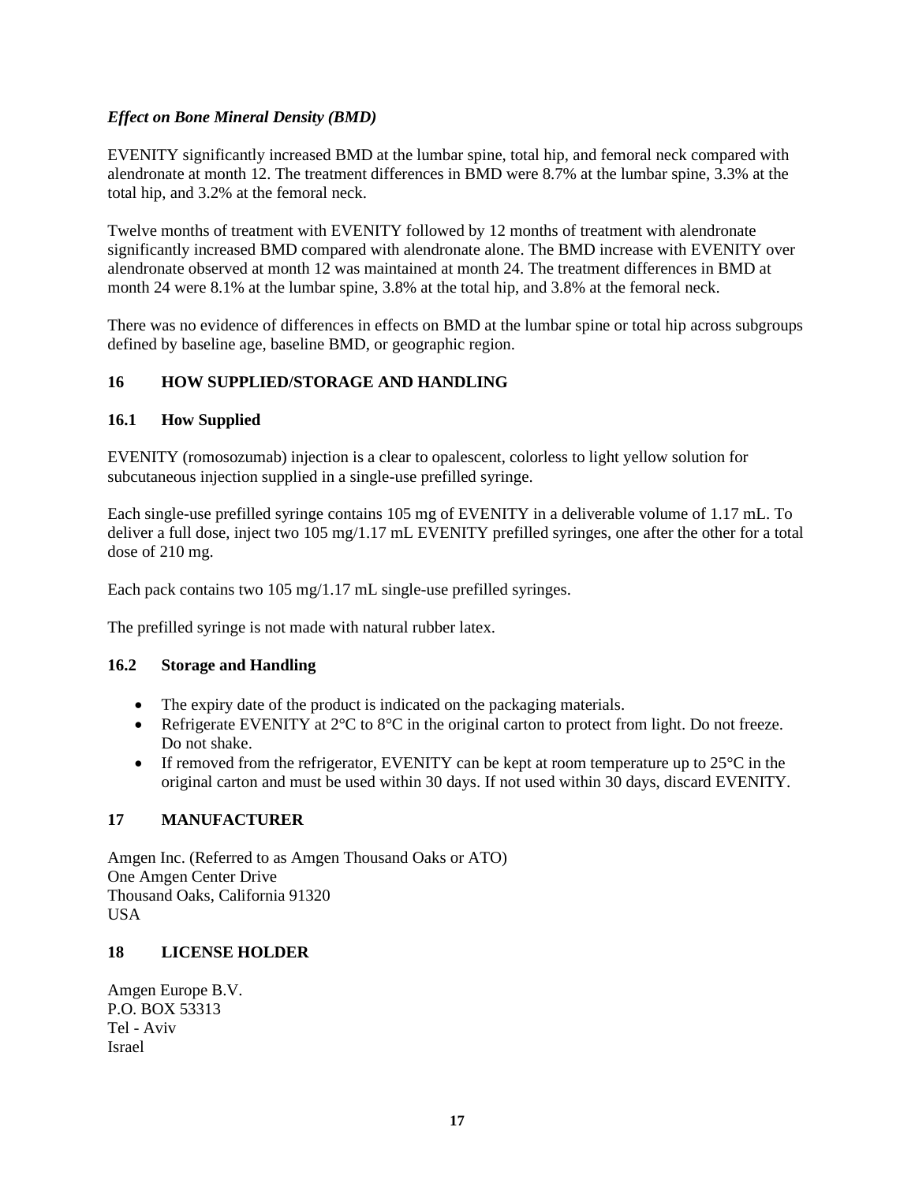***Effect on Bone Mineral Density (BMD)***

EVENITY significantly increased BMD at the lumbar spine, total hip, and femoral neck compared with alendronate at month 12. The treatment differences in BMD were 8.7% at the lumbar spine, 3.3% at the total hip, and 3.2% at the femoral neck.

Twelve months of treatment with EVENITY followed by 12 months of treatment with alendronate significantly increased BMD compared with alendronate alone. The BMD increase with EVENITY over alendronate observed at month 12 was maintained at month 24. The treatment differences in BMD at month 24 were 8.1% at the lumbar spine, 3.8% at the total hip, and 3.8% at the femoral neck.

There was no evidence of differences in effects on BMD at the lumbar spine or total hip across subgroups defined by baseline age, baseline BMD, or geographic region.

## 16 HOW SUPPLIED/STORAGE AND HANDLING

### 16.1 How Supplied

EVENITY (romosozumab) injection is a clear to opalescent, colorless to light yellow solution for subcutaneous injection supplied in a single-use prefilled syringe.

Each single-use prefilled syringe contains 105 mg of EVENITY in a deliverable volume of 1.17 mL. To deliver a full dose, inject two 105 mg/1.17 mL EVENITY prefilled syringes, one after the other for a total dose of 210 mg.

Each pack contains two 105 mg/1.17 mL single-use prefilled syringes.

The prefilled syringe is not made with natural rubber latex.

### 16.2 Storage and Handling

- The expiry date of the product is indicated on the packaging materials.
- Refrigerate EVENITY at 2°C to 8°C in the original carton to protect from light. Do not freeze. Do not shake.
- If removed from the refrigerator, EVENITY can be kept at room temperature up to 25°C in the original carton and must be used within 30 days. If not used within 30 days, discard EVENITY.

## 17 MANUFACTURER

Amgen Inc. (Referred to as Amgen Thousand Oaks or ATO)
One Amgen Center Drive
Thousand Oaks, California 91320
USA

## 18 LICENSE HOLDER

Amgen Europe B.V.
P.O. BOX 53313
Tel - Aviv
Israel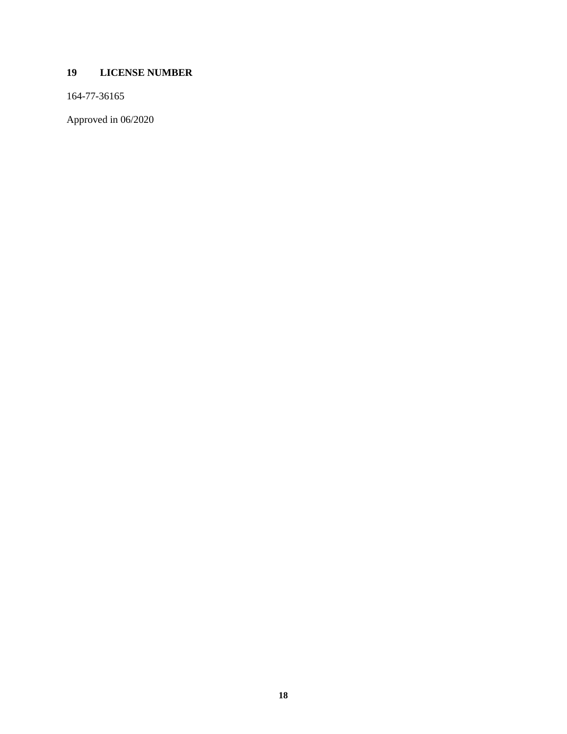## 19 LICENSE NUMBER

164-77-36165

Approved in 06/2020